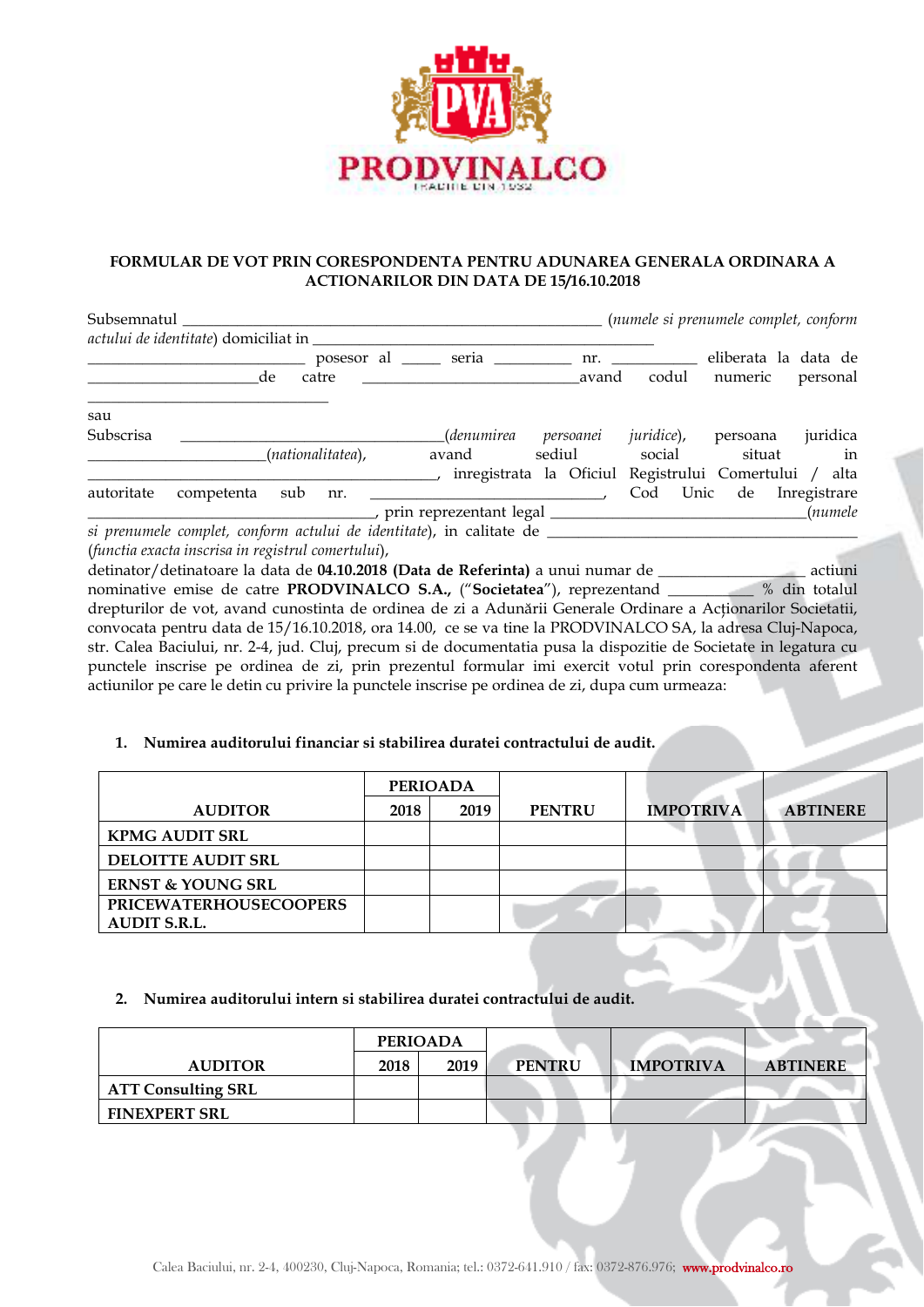# FORMULAR DE VOT PRIN CORESPONDENTA PENTRU ADUNAREA GENERALA ORDINARA A ACTIONARILOR DIN DATA DE 15/16.10.2018

Subsemnatul _______________________________________________ (*numele si prenumele complet, conform actului de identitate*) domiciliat in ________________________________________ ___________________________ posesor al _____ seria _________ nr. __________ eliberata la data de _____________________de catre ___________________________avand codul numeric personal _____________________________

sau

Subscrisa ________________________________(*denumirea persoanei juridice*), persoana juridica ______________________(*nationalitatea*), avand sediul social situat in ___________________________________________, inregistrata la Oficiul Registrului Comertului / alta autoritate competenta sub nr. _____________________________, Cod Unic de Inregistrare ____________________________________, prin reprezentant legal _______________________________(*numele si prenumele complet, conform actului de identitate*), in calitate de ______________________________________ (*functia exacta inscrisa in registrul comertului*),

detinator/detinatoare la data de **04.10.2018 (Data de Referinta)** a unui numar de _________________ actiuni nominative emise de catre **PRODVINALCO S.A.**, ("**Societatea**"), reprezentand __________ % din totalul drepturilor de vot, avand cunostinta de ordinea de zi a Adunării Generale Ordinare a Acționarilor Societatii, convocata pentru data de 15/16.10.2018, ora 14.00, ce se va tine la PRODVINALCO SA, la adresa Cluj-Napoca, str. Calea Baciului, nr. 2-4, jud. Cluj, precum si de documentatia pusa la dispozitie de Societate in legatura cu punctele inscrise pe ordinea de zi, prin prezentul formular imi exercit votul prin corespondenta aferent actiunilor pe care le detin cu privire la punctele inscrise pe ordinea de zi, dupa cum urmeaza:

1. **Numirea auditorului financiar si stabilirea duratei contractului de audit.**

| AUDITOR | PERIOADA | | PENTRU | IMPOTRIVA | ABTINERE |
|---|---|---|---|---|---|
| | 2018 | 2019 | | | |
| KPMG AUDIT SRL | | | | | |
| DELOITTE AUDIT SRL | | | | | |
| ERNST & YOUNG SRL | | | | | |
| PRICEWATERHOUSECOOPERS AUDIT S.R.L. | | | | | |

2. **Numirea auditorului intern si stabilirea duratei contractului de audit.**

| AUDITOR | PERIOADA | | PENTRU | IMPOTRIVA | ABTINERE |
|---|---|---|---|---|---|
| | 2018 | 2019 | | | |
| ATT Consulting SRL | | | | | |
| FINEXPERT SRL | | | | | |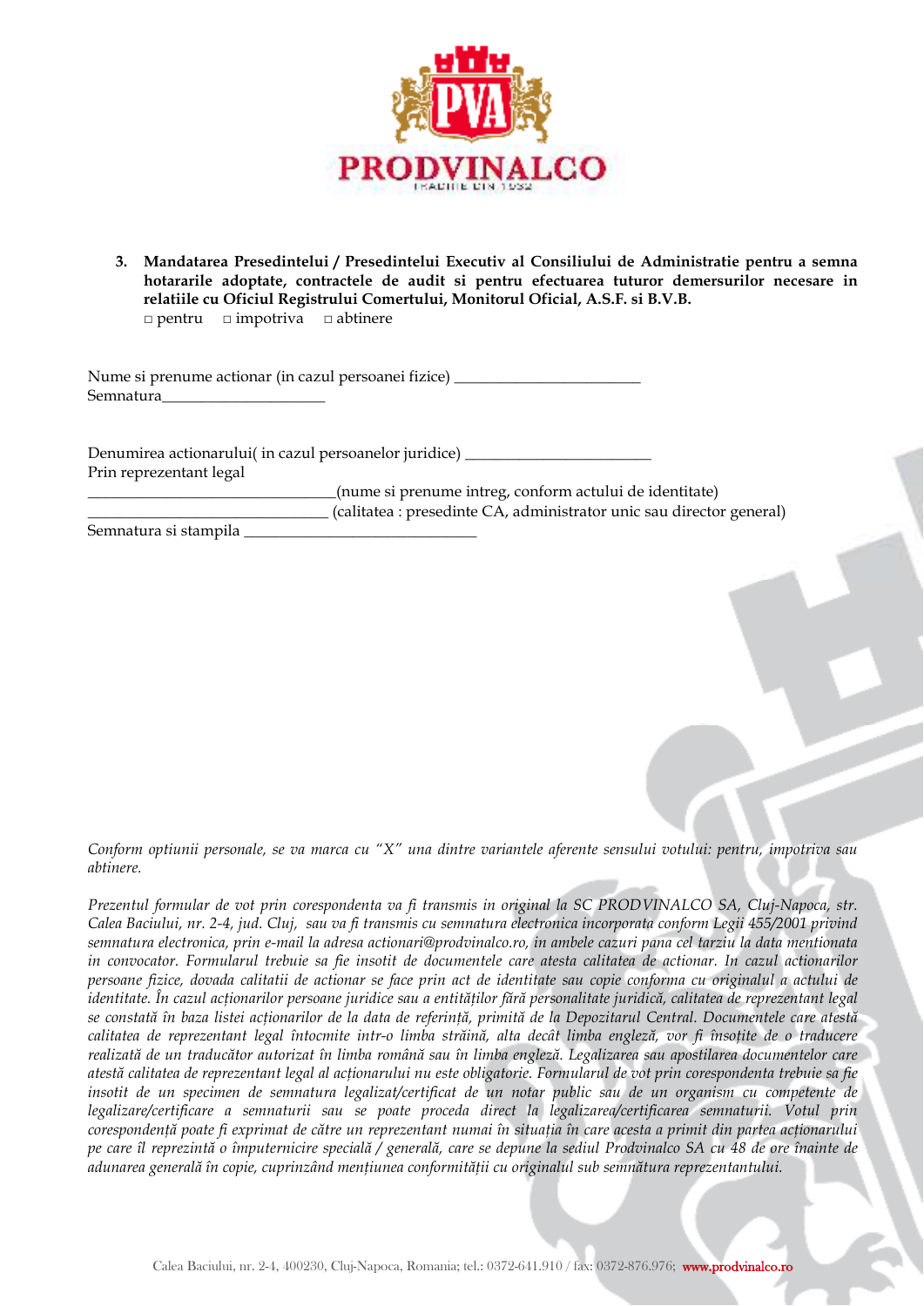3. **Mandatarea Presedintelui / Presedintelui Executiv al Consiliului de Administratie pentru a semna hotararile adoptate, contractele de audit si pentru efectuarea tuturor demersurilor necesare in relatiile cu Oficiul Registrului Comertului, Monitorul Oficial, A.S.F. si B.V.B.**
   □ pentru □ impotriva □ abtinere

Nume si prenume actionar (in cazul persoanei fizice) _______________________
Semnatura_____________________

Denumirea actionarului( in cazul persoanelor juridice) _______________________
Prin reprezentant legal
______________________________(nume si prenume intreg, conform actului de identitate)
______________________________ (calitatea : presedinte CA, administrator unic sau director general)
Semnatura si stampila ____________________________

*Conform optiunii personale, se va marca cu "X" una dintre variantele aferente sensului votului: pentru, impotriva sau abtinere.*

*Prezentul formular de vot prin corespondenta va fi transmis in original la SC PRODVINALCO SA, Cluj-Napoca, str. Calea Baciului, nr. 2-4, jud. Cluj, sau va fi transmis cu semnatura electronica incorporata conform Legii 455/2001 privind semnatura electronica, prin e-mail la adresa actionari@prodvinalco.ro, in ambele cazuri pana cel tarziu la data mentionata in convocator. Formularul trebuie sa fie insotit de documentele care atesta calitatea de actionar. In cazul actionarilor persoane fizice, dovada calitatii de actionar se face prin act de identitate sau copie conforma cu originalul a actului de identitate. În cazul acționarilor persoane juridice sau a entităților fără personalitate juridică, calitatea de reprezentant legal se constată în baza listei acționarilor de la data de referință, primită de la Depozitarul Central. Documentele care atestă calitatea de reprezentant legal întocmite intr-o limba străină, alta decât limba engleză, vor fi însoțite de o traducere realizată de un traducător autorizat în limba română sau în limba engleză. Legalizarea sau apostilarea documentelor care atestă calitatea de reprezentant legal al acționarului nu este obligatorie. Formularul de vot prin corespondenta trebuie sa fie insotit de un specimen de semnatura legalizat/certificat de un notar public sau de un organism cu competente de legalizare/certificare a semnaturii sau se poate proceda direct la legalizarea/certificarea semnaturii. Votul prin corespondență poate fi exprimat de către un reprezentant numai în situația în care acesta a primit din partea acționarului pe care îl reprezintă o împuternicire specială / generală, care se depune la sediul Prodvinalco SA cu 48 de ore înainte de adunarea generală în copie, cuprinzând mențiunea conformității cu originalul sub semnătura reprezentantului.*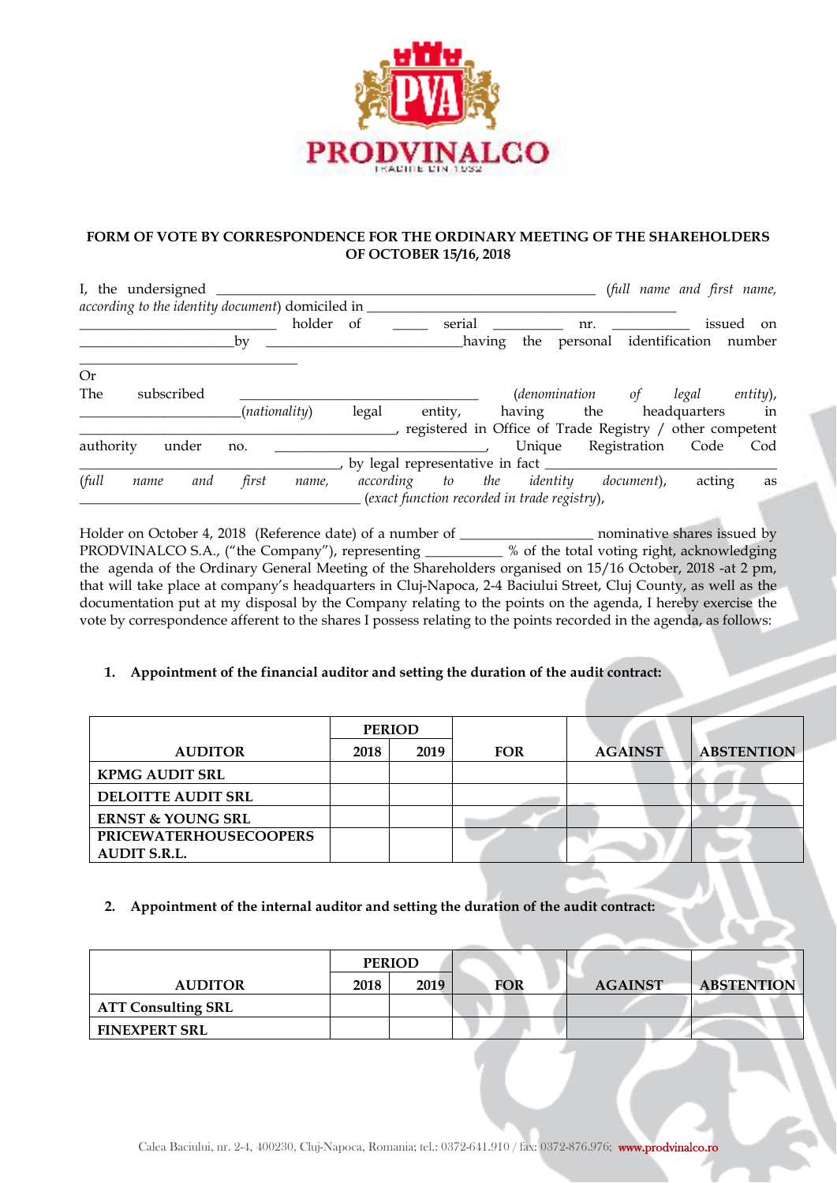**FORM OF VOTE BY CORRESPONDENCE FOR THE ORDINARY MEETING OF THE SHAREHOLDERS OF OCTOBER 15/16, 2018**

I, the undersigned ______________________________________________ (*full name and first name, according to the identity document*) domiciled in __________________________________________ ___________________________ holder of _____ serial _________ nr. ___________ issued on ______________________by ___________________________having the personal identification number ______________________________

Or

The subscribed _________________________________ (*denomination of legal entity*), ______________________(*nationality*) legal entity, having the headquarters in ____________________________________________, registered in Office of Trade Registry / other competent authority under no. _____________________________, Unique Registration Code Cod ___________________________________, by legal representative in fact ____________________________ (*full name and first name, according to the identity document*), acting as ______________________________________ (*exact function recorded in trade registry*),

Holder on October 4, 2018 (Reference date) of a number of _________________ nominative shares issued by PRODVINALCO S.A., ("the Company"), representing __________ % of the total voting right, acknowledging the agenda of the Ordinary General Meeting of the Shareholders organised on 15/16 October, 2018 -at 2 pm, that will take place at company's headquarters in Cluj-Napoca, 2-4 Baciului Street, Cluj County, as well as the documentation put at my disposal by the Company relating to the points on the agenda, I hereby exercise the vote by correspondence aferent to the shares I possess relating to the points recorded in the agenda, as follows:

1. **Appointment of the financial auditor and setting the duration of the audit contract:**

| AUDITOR | PERIOD | | FOR | AGAINST | ABSTENTION |
|---|---|---|---|---|---|
| | 2018 | 2019 | | | |
| **KPMG AUDIT SRL** | | | | | |
| **DELOITTE AUDIT SRL** | | | | | |
| **ERNST & YOUNG SRL** | | | | | |
| **PRICEWATERHOUSECOOPERS AUDIT S.R.L.** | | | | | |

2. **Appointment of the internal auditor and setting the duration of the audit contract:**

| AUDITOR | PERIOD | | FOR | AGAINST | ABSTENTION |
|---|---|---|---|---|---|
| | 2018 | 2019 | | | |
| **ATT Consulting SRL** | | | | | |
| **FINEXPERT SRL** | | | | | |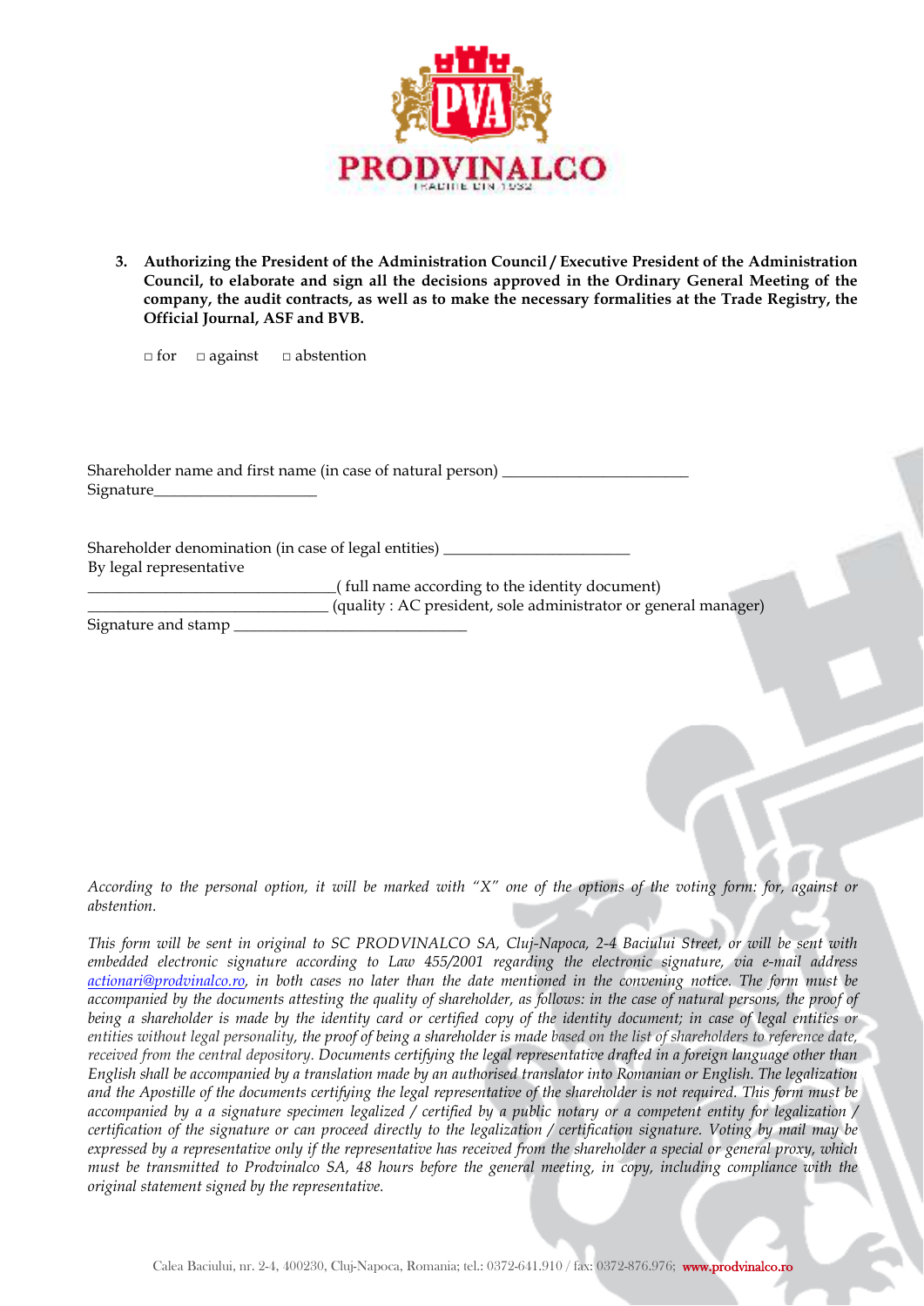3. **Authorizing the President of the Administration Council / Executive President of the Administration Council, to elaborate and sign all the decisions approved in the Ordinary General Meeting of the company, the audit contracts, as well as to make the necessary formalities at the Trade Registry, the Official Journal, ASF and BVB.**

   □ for □ against □ abstention

Shareholder name and first name (in case of natural person) _______________________
Signature____________________

Shareholder denomination (in case of legal entities) _______________________
By legal representative
______________________________( full name according to the identity document)
______________________________ (quality : AC president, sole administrator or general manager)
Signature and stamp _____________________________

*According to the personal option, it will be marked with "X" one of the options of the voting form: for, against or abstention.*

*This form will be sent in original to SC PRODVINALCO SA, Cluj-Napoca, 2-4 Baciului Street, or will be sent with embedded electronic signature according to Law 455/2001 regarding the electronic signature, via e-mail address actionari@prodvinalco.ro, in both cases no later than the date mentioned in the convening notice. The form must be accompanied by the documents attesting the quality of shareholder, as follows: in the case of natural persons, the proof of being a shareholder is made by the identity card or certified copy of the identity document; in case of legal entities or entities without legal personality, the proof of being a shareholder is made based on the list of shareholders to reference date, received from the central depository. Documents certifying the legal representative drafted in a foreign language other than English shall be accompanied by a translation made by an authorised translator into Romanian or English. The legalization and the Apostille of the documents certifying the legal representative of the shareholder is not required. This form must be accompanied by a a signature specimen legalized / certified by a public notary or a competent entity for legalization / certification of the signature or can proceed directly to the legalization / certification signature. Voting by mail may be expressed by a representative only if the representative has received from the shareholder a special or general proxy, which must be transmitted to Prodvinalco SA, 48 hours before the general meeting, in copy, including compliance with the original statement signed by the representative.*